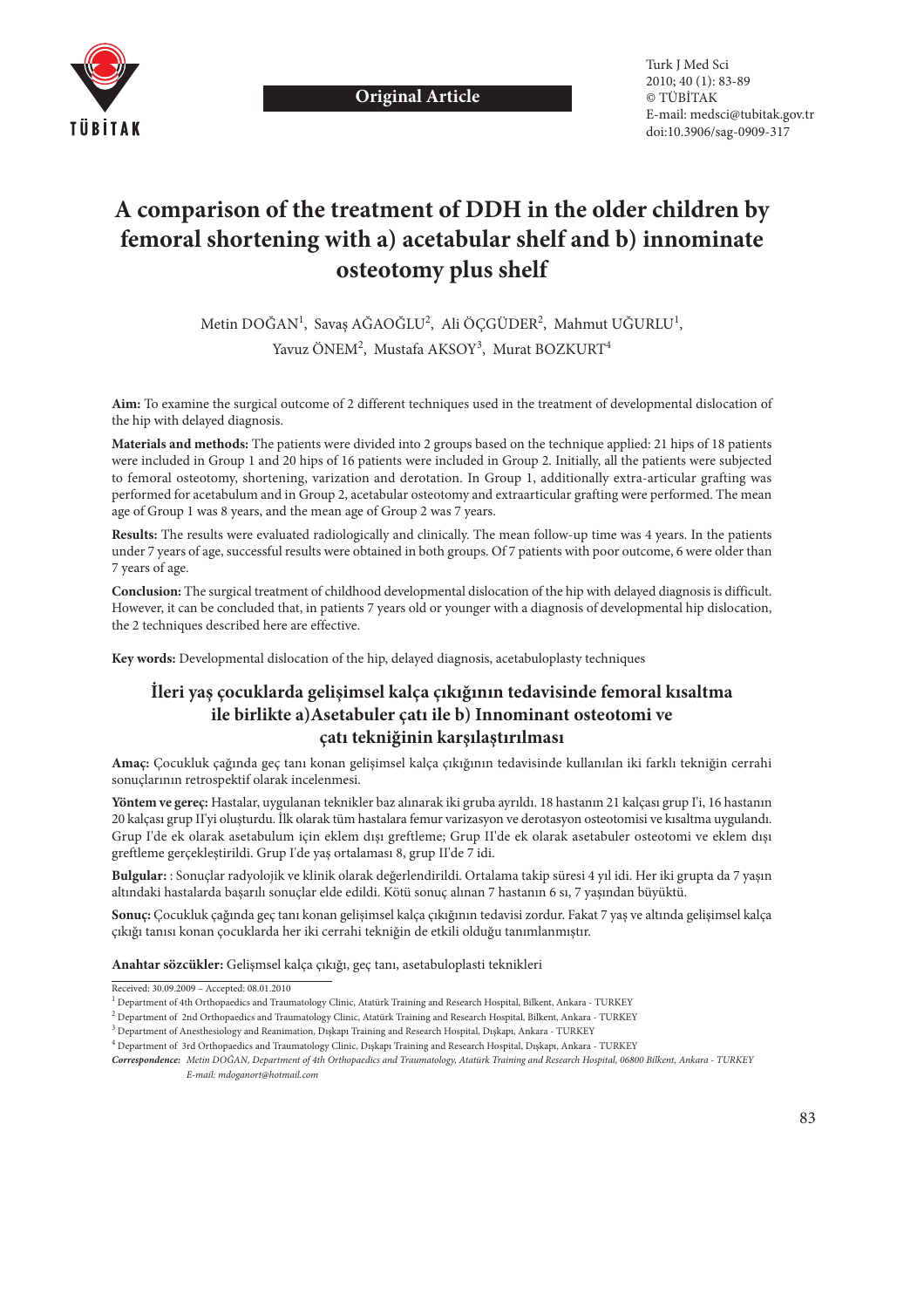Original Article

# A comparison of the treatment of DDH in the older children by femoral shortening with a) acetabular shelf and b) innominate osteotomy plus shelf

Metin DOĞAN[1], Savaş AĞAOĞLU[2], Ali ÖÇGÜDER[2], Mahmut UĞURLU[1], Yavuz ÖNEM[2], Mustafa AKSOY[3], Murat BOZKURT[4]

**Aim:** To examine the surgical outcome of 2 different techniques used in the treatment of developmental dislocation of the hip with delayed diagnosis.

**Materials and methods:** The patients were divided into 2 groups based on the technique applied: 21 hips of 18 patients were included in Group 1 and 20 hips of 16 patients were included in Group 2. Initially, all the patients were subjected to femoral osteotomy, shortening, varization and derotation. In Group 1, additionally extra-articular grafting was performed for acetabulum and in Group 2, acetabular osteotomy and extraarticular grafting were performed. The mean age of Group 1 was 8 years, and the mean age of Group 2 was 7 years.

**Results:** The results were evaluated radiologically and clinically. The mean follow-up time was 4 years. In the patients under 7 years of age, successful results were obtained in both groups. Of 7 patients with poor outcome, 6 were older than 7 years of age.

**Conclusion:** The surgical treatment of childhood developmental dislocation of the hip with delayed diagnosis is difficult. However, it can be concluded that, in patients 7 years old or younger with a diagnosis of developmental hip dislocation, the 2 techniques described here are effective.

**Key words:** Developmental dislocation of the hip, delayed diagnosis, acetabuloplasty techniques

## İleri yaş çocuklarda gelişimsel kalça çıkığının tedavisinde femoral kısaltma ile birlikte a)Asetabuler çatı ile b) Innominant osteotomi ve çatı tekniğinin karşılaştırılması

**Amaç:** Çocukluk çağında geç tanı konan gelişimsel kalça çıkığının tedavisinde kullanılan iki farklı tekniğin cerrahi sonuçlarının retrospektif olarak incelenmesi.

**Yöntem ve gereç:** Hastalar, uygulanan teknikler baz alınarak iki gruba ayrıldı. 18 hastanın 21 kalçası grup I'i, 16 hastanın 20 kalçası grup II'yi oluşturdu. İlk olarak tüm hastalara femur varizasyon ve derotasyon osteotomisi ve kısaltma uygulandı. Grup I'de ek olarak asetabulum için eklem dışı greftleme; Grup II'de ek olarak asetabuler osteotomi ve eklem dışı greftleme gerçekleştirildi. Grup I'de yaş ortalaması 8, grup II'de 7 idi.

**Bulgular:** : Sonuçlar radyolojik ve klinik olarak değerlendirildi. Ortalama takip süresi 4 yıl idi. Her iki grupta da 7 yaşın altındaki hastalarda başarılı sonuçlar elde edildi. Kötü sonuç alınan 7 hastanın 6 sı, 7 yaşından büyüktü.

**Sonuç:** Çocukluk çağında geç tanı konan gelişimsel kalça çıkığının tedavisi zordur. Fakat 7 yaş ve altında gelişimsel kalça çıkığı tanısı konan çocuklarda her iki cerrahi tekniğin de etkili olduğu tanımlanmıştır.

**Anahtar sözcükler:** Gelişmsel kalça çıkığı, geç tanı, asetabuloplasti teknikleri

Received: 30.09.2009 – Accepted: 08.01.2010

[1] Department of 4th Orthopaedics and Traumatology Clinic, Atatürk Training and Research Hospital, Bilkent, Ankara - TURKEY

[2] Department of 2nd Orthopaedics and Traumatology Clinic, Atatürk Training and Research Hospital, Bilkent, Ankara - TURKEY

[3] Department of Anesthesiology and Reanimation, Dışkapı Training and Research Hospital, Dışkapı, Ankara - TURKEY

[4] Department of 3rd Orthopaedics and Traumatology Clinic, Dışkapı Training and Research Hospital, Dışkapı, Ankara - TURKEY

*Correspondence: Metin DOĞAN, Department of 4th Orthopaedics and Traumatology, Atatürk Training and Research Hospital, 06800 Bilkent, Ankara - TURKEY*
*E-mail: mdoganort@hotmail.com*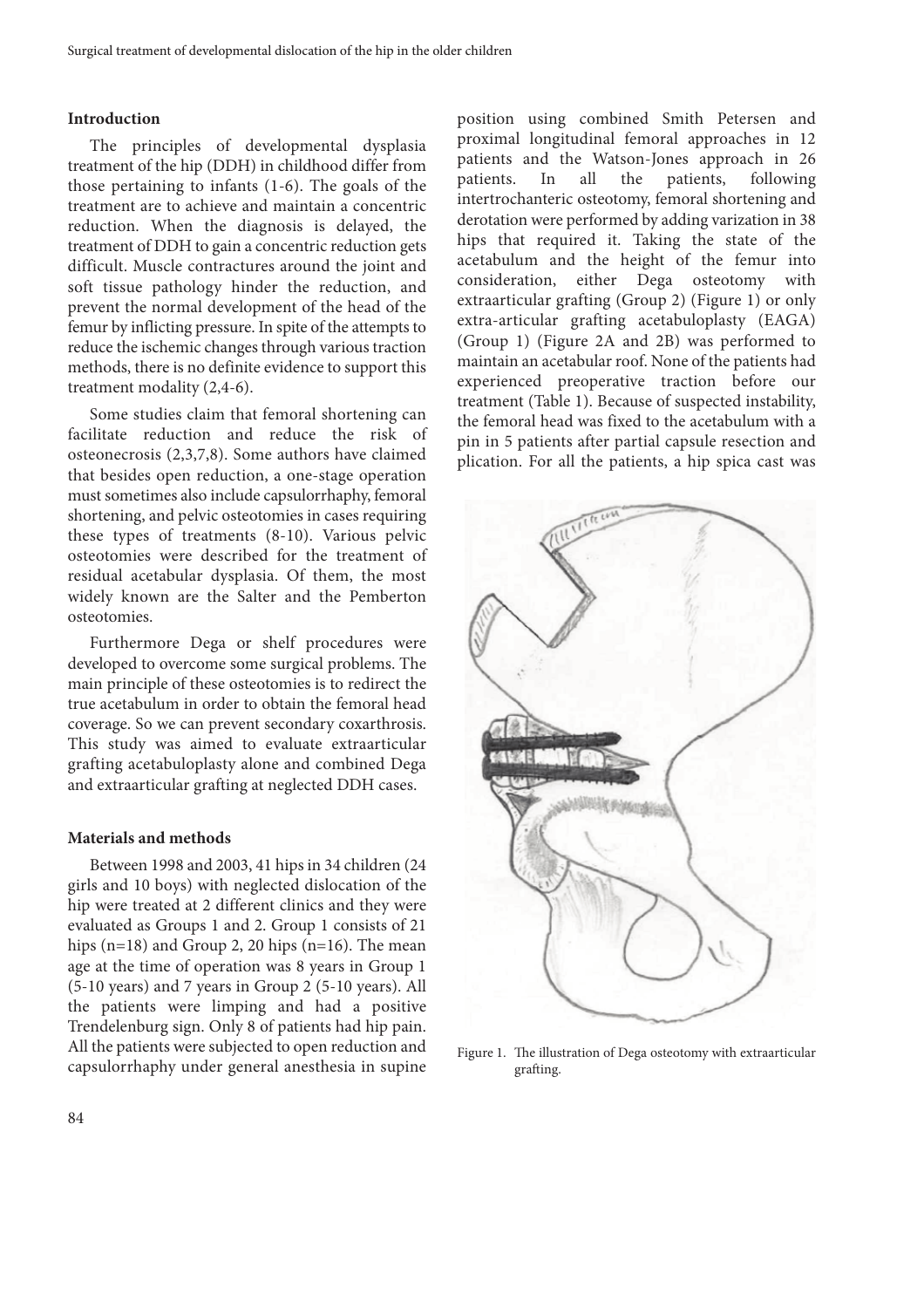## Introduction

The principles of developmental dysplasia treatment of the hip (DDH) in childhood differ from those pertaining to infants (1-6). The goals of the treatment are to achieve and maintain a concentric reduction. When the diagnosis is delayed, the treatment of DDH to gain a concentric reduction gets difficult. Muscle contractures around the joint and soft tissue pathology hinder the reduction, and prevent the normal development of the head of the femur by inflicting pressure. In spite of the attempts to reduce the ischemic changes through various traction methods, there is no definite evidence to support this treatment modality (2,4-6).

Some studies claim that femoral shortening can facilitate reduction and reduce the risk of osteonecrosis (2,3,7,8). Some authors have claimed that besides open reduction, a one-stage operation must sometimes also include capsulorrhaphy, femoral shortening, and pelvic osteotomies in cases requiring these types of treatments (8-10). Various pelvic osteotomies were described for the treatment of residual acetabular dysplasia. Of them, the most widely known are the Salter and the Pemberton osteotomies.

Furthermore Dega or shelf procedures were developed to overcome some surgical problems. The main principle of these osteotomies is to redirect the true acetabulum in order to obtain the femoral head coverage. So we can prevent secondary coxarthrosis. This study was aimed to evaluate extraarticular grafting acetabuloplasty alone and combined Dega and extraarticular grafting at neglected DDH cases.

## Materials and methods

Between 1998 and 2003, 41 hips in 34 children (24 girls and 10 boys) with neglected dislocation of the hip were treated at 2 different clinics and they were evaluated as Groups 1 and 2. Group 1 consists of 21 hips (n=18) and Group 2, 20 hips (n=16). The mean age at the time of operation was 8 years in Group 1 (5-10 years) and 7 years in Group 2 (5-10 years). All the patients were limping and had a positive Trendelenburg sign. Only 8 of patients had hip pain. All the patients were subjected to open reduction and capsulorrhaphy under general anesthesia in supine position using combined Smith Petersen and proximal longitudinal femoral approaches in 12 patients and the Watson-Jones approach in 26 patients. In all the patients, following intertrochanteric osteotomy, femoral shortening and derotation were performed by adding varization in 38 hips that required it. Taking the state of the acetabulum and the height of the femur into consideration, either Dega osteotomy with extraarticular grafting (Group 2) (Figure 1) or only extra-articular grafting acetabuloplasty (EAGA) (Group 1) (Figure 2A and 2B) was performed to maintain an acetabular roof. None of the patients had experienced preoperative traction before our treatment (Table 1). Because of suspected instability, the femoral head was fixed to the acetabulum with a pin in 5 patients after partial capsule resection and plication. For all the patients, a hip spica cast was

Figure 1. The illustration of Dega osteotomy with extraarticular grafting.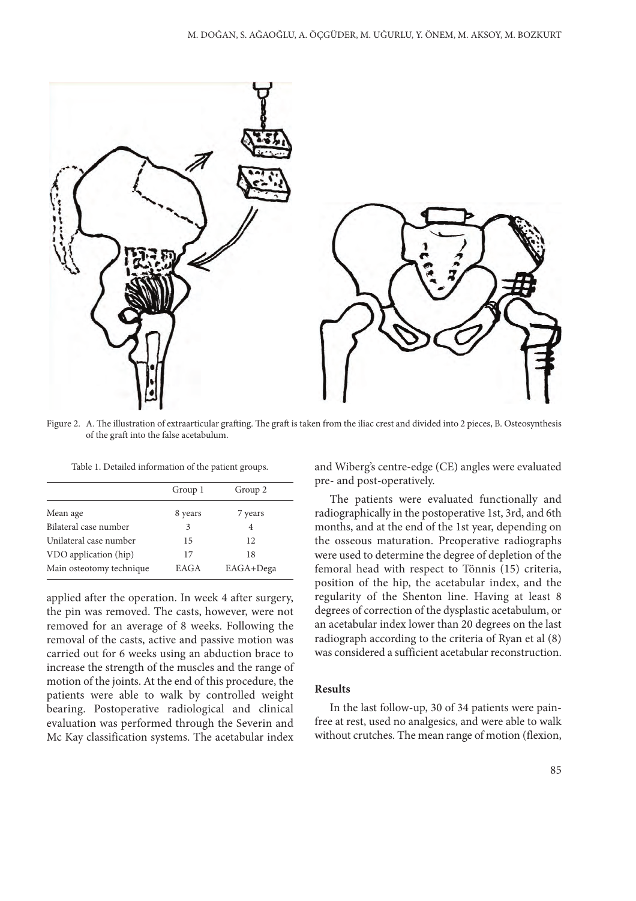Figure 2. A. The illustration of extraarticular grafting. The graft is taken from the iliac crest and divided into 2 pieces, B. Osteosynthesis of the graft into the false acetabulum.

Table 1. Detailed information of the patient groups.

| | Group 1 | Group 2 |
|---|---|---|
| Mean age | 8 years | 7 years |
| Bilateral case number | 3 | 4 |
| Unilateral case number | 15 | 12 |
| VDO application (hip) | 17 | 18 |
| Main osteotomy technique | EAGA | EAGA+Dega |

applied after the operation. In week 4 after surgery, the pin was removed. The casts, however, were not removed for an average of 8 weeks. Following the removal of the casts, active and passive motion was carried out for 6 weeks using an abduction brace to increase the strength of the muscles and the range of motion of the joints. At the end of this procedure, the patients were able to walk by controlled weight bearing. Postoperative radiological and clinical evaluation was performed through the Severin and Mc Kay classification systems. The acetabular index and Wiberg's centre-edge (CE) angles were evaluated pre- and post-operatively.

The patients were evaluated functionally and radiographically in the postoperative 1st, 3rd, and 6th months, and at the end of the 1st year, depending on the osseous maturation. Preoperative radiographs were used to determine the degree of depletion of the femoral head with respect to Tönnis (15) criteria, position of the hip, the acetabular index, and the regularity of the Shenton line. Having at least 8 degrees of correction of the dysplastic acetabulum, or an acetabular index lower than 20 degrees on the last radiograph according to the criteria of Ryan et al (8) was considered a sufficient acetabular reconstruction.

## Results

In the last follow-up, 30 of 34 patients were pain-free at rest, used no analgesics, and were able to walk without crutches. The mean range of motion (flexion,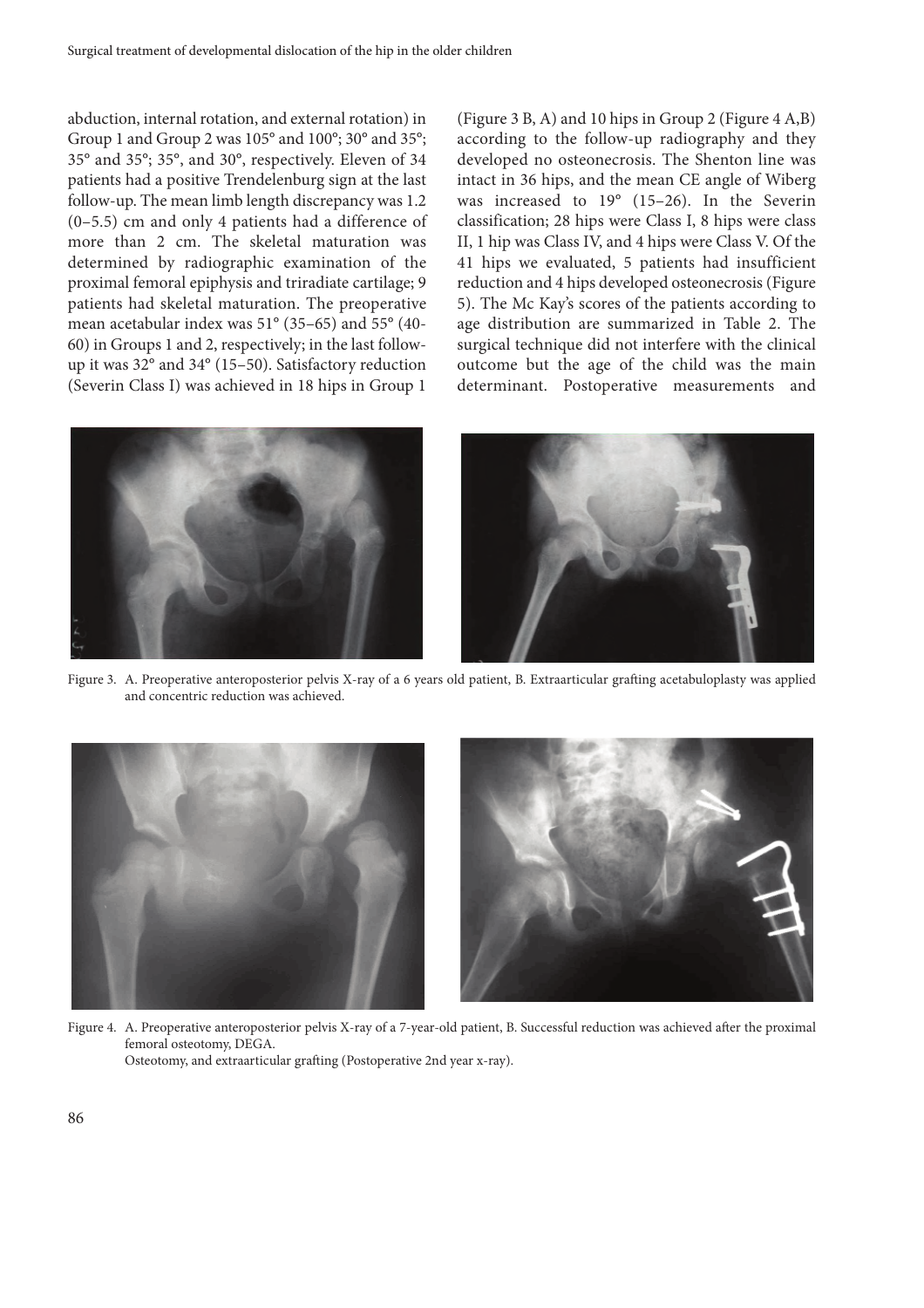abduction, internal rotation, and external rotation) in Group 1 and Group 2 was 105° and 100°; 30° and 35°; 35° and 35°; 35°, and 30°, respectively. Eleven of 34 patients had a positive Trendelenburg sign at the last follow-up. The mean limb length discrepancy was 1.2 (0–5.5) cm and only 4 patients had a difference of more than 2 cm. The skeletal maturation was determined by radiographic examination of the proximal femoral epiphysis and triradiate cartilage; 9 patients had skeletal maturation. The preoperative mean acetabular index was 51° (35–65) and 55° (40-60) in Groups 1 and 2, respectively; in the last follow-up it was 32° and 34° (15–50). Satisfactory reduction (Severin Class I) was achieved in 18 hips in Group 1 (Figure 3 B, A) and 10 hips in Group 2 (Figure 4 A,B) according to the follow-up radiography and they developed no osteonecrosis. The Shenton line was intact in 36 hips, and the mean CE angle of Wiberg was increased to 19° (15–26). In the Severin classification; 28 hips were Class I, 8 hips were class II, 1 hip was Class IV, and 4 hips were Class V. Of the 41 hips we evaluated, 5 patients had insufficient reduction and 4 hips developed osteonecrosis (Figure 5). The Mc Kay's scores of the patients according to age distribution are summarized in Table 2. The surgical technique did not interfere with the clinical outcome but the age of the child was the main determinant. Postoperative measurements and

Figure 3. A. Preoperative anteroposterior pelvis X-ray of a 6 years old patient, B. Extraarticular grafting acetabuloplasty was applied and concentric reduction was achieved.

Figure 4. A. Preoperative anteroposterior pelvis X-ray of a 7-year-old patient, B. Successful reduction was achieved after the proximal femoral osteotomy, DEGA.
Osteotomy, and extraarticular grafting (Postoperative 2nd year x-ray).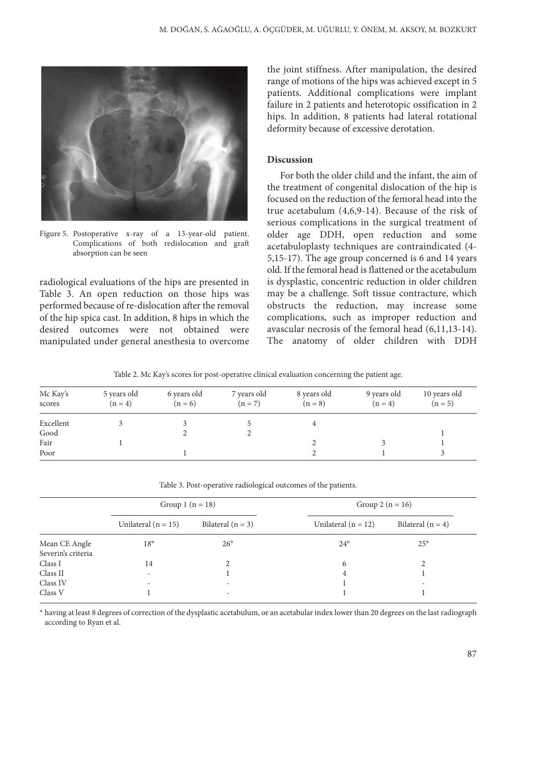Figure 5. Postoperative x-ray of a 13-year-old patient. Complications of both redislocation and graft absorption can be seen

radiological evaluations of the hips are presented in Table 3. An open reduction on those hips was performed because of re-dislocation after the removal of the hip spica cast. In addition, 8 hips in which the desired outcomes were not obtained were manipulated under general anesthesia to overcome the joint stiffness. After manipulation, the desired range of motions of the hips was achieved except in 5 patients. Additional complications were implant failure in 2 patients and heterotopic ossification in 2 hips. In addition, 8 patients had lateral rotational deformity because of excessive derotation.

## Discussion

For both the older child and the infant, the aim of the treatment of congenital dislocation of the hip is focused on the reduction of the femoral head into the true acetabulum (4,6,9-14). Because of the risk of serious complications in the surgical treatment of older age DDH, open reduction and some acetabuloplasty techniques are contraindicated (4-5,15-17). The age group concerned is 6 and 14 years old. If the femoral head is flattened or the acetabulum is dysplastic, concentric reduction in older children may be a challenge. Soft tissue contracture, which obstructs the reduction, may increase some complications, such as improper reduction and avascular necrosis of the femoral head (6,11,13-14). The anatomy of older children with DDH

Table 2. Mc Kay's scores for post-operative clinical evaluation concerning the patient age.

| Mc Kay's scores | 5 years old (n = 4) | 6 years old (n = 6) | 7 years old (n = 7) | 8 years old (n = 8) | 9 years old (n = 4) | 10 years old (n = 5) |
|---|---|---|---|---|---|---|
| Excellent | 3 | 3 | 5 | 4 | | |
| Good | | 2 | 2 | | | 1 |
| Fair | 1 | | | 2 | 3 | 1 |
| Poor | | 1 | | 2 | 1 | 3 |

Table 3. Post-operative radiological outcomes of the patients.

| | Group 1 (n = 18) | | Group 2 (n = 16) | |
|---|---|---|---|---|
| | Unilateral (n = 15) | Bilateral (n = 3) | Unilateral (n = 12) | Bilateral (n = 4) |
| Mean CE Angle | 18° | 26° | 24° | 25° |
| Severin's criteria | | | | |
| Class I | 14 | 2 | 6 | 2 |
| Class II | - | 1 | 4 | 1 |
| Class IV | - | - | 1 | - |
| Class V | 1 | - | 1 | 1 |

\* having at least 8 degrees of correction of the dysplastic acetabulum, or an acetabular index lower than 20 degrees on the last radiograph according to Ryan et al.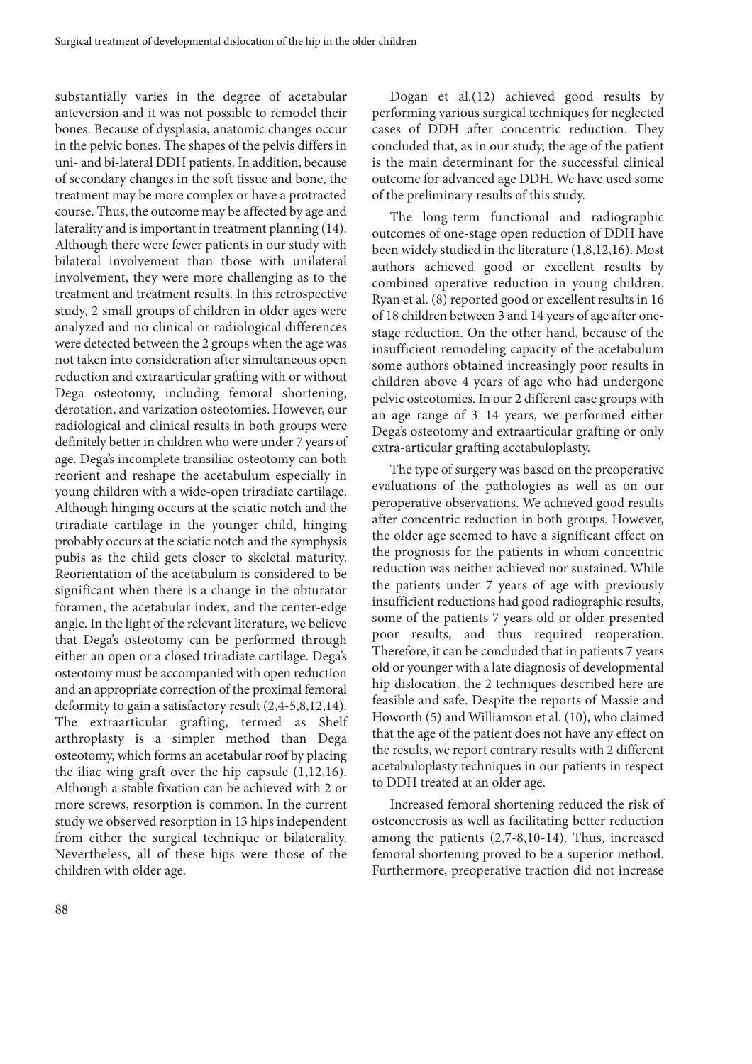substantially varies in the degree of acetabular anteversion and it was not possible to remodel their bones. Because of dysplasia, anatomic changes occur in the pelvic bones. The shapes of the pelvis differs in uni- and bi-lateral DDH patients. In addition, because of secondary changes in the soft tissue and bone, the treatment may be more complex or have a protracted course. Thus, the outcome may be affected by age and laterality and is important in treatment planning (14). Although there were fewer patients in our study with bilateral involvement than those with unilateral involvement, they were more challenging as to the treatment and treatment results. In this retrospective study, 2 small groups of children in older ages were analyzed and no clinical or radiological differences were detected between the 2 groups when the age was not taken into consideration after simultaneous open reduction and extraarticular grafting with or without Dega osteotomy, including femoral shortening, derotation, and varization osteotomies. However, our radiological and clinical results in both groups were definitely better in children who were under 7 years of age. Dega's incomplete transiliac osteotomy can both reorient and reshape the acetabulum especially in young children with a wide-open triradiate cartilage. Although hinging occurs at the sciatic notch and the triradiate cartilage in the younger child, hinging probably occurs at the sciatic notch and the symphysis pubis as the child gets closer to skeletal maturity. Reorientation of the acetabulum is considered to be significant when there is a change in the obturator foramen, the acetabular index, and the center-edge angle. In the light of the relevant literature, we believe that Dega's osteotomy can be performed through either an open or a closed triradiate cartilage. Dega's osteotomy must be accompanied with open reduction and an appropriate correction of the proximal femoral deformity to gain a satisfactory result (2,4-5,8,12,14). The extraarticular grafting, termed as Shelf arthroplasty is a simpler method than Dega osteotomy, which forms an acetabular roof by placing the iliac wing graft over the hip capsule (1,12,16). Although a stable fixation can be achieved with 2 or more screws, resorption is common. In the current study we observed resorption in 13 hips independent from either the surgical technique or bilaterality. Nevertheless, all of these hips were those of the children with older age.

Dogan et al.(12) achieved good results by performing various surgical techniques for neglected cases of DDH after concentric reduction. They concluded that, as in our study, the age of the patient is the main determinant for the successful clinical outcome for advanced age DDH. We have used some of the preliminary results of this study.

The long-term functional and radiographic outcomes of one-stage open reduction of DDH have been widely studied in the literature (1,8,12,16). Most authors achieved good or excellent results by combined operative reduction in young children. Ryan et al. (8) reported good or excellent results in 16 of 18 children between 3 and 14 years of age after one-stage reduction. On the other hand, because of the insufficient remodeling capacity of the acetabulum some authors obtained increasingly poor results in children above 4 years of age who had undergone pelvic osteotomies. In our 2 different case groups with an age range of 3–14 years, we performed either Dega's osteotomy and extraarticular grafting or only extra-articular grafting acetabuloplasty.

The type of surgery was based on the preoperative evaluations of the pathologies as well as on our peroperative observations. We achieved good results after concentric reduction in both groups. However, the older age seemed to have a significant effect on the prognosis for the patients in whom concentric reduction was neither achieved nor sustained. While the patients under 7 years of age with previously insufficient reductions had good radiographic results, some of the patients 7 years old or older presented poor results, and thus required reoperation. Therefore, it can be concluded that in patients 7 years old or younger with a late diagnosis of developmental hip dislocation, the 2 techniques described here are feasible and safe. Despite the reports of Massie and Howorth (5) and Williamson et al. (10), who claimed that the age of the patient does not have any effect on the results, we report contrary results with 2 different acetabuloplasty techniques in our patients in respect to DDH treated at an older age.

Increased femoral shortening reduced the risk of osteonecrosis as well as facilitating better reduction among the patients (2,7-8,10-14). Thus, increased femoral shortening proved to be a superior method. Furthermore, preoperative traction did not increase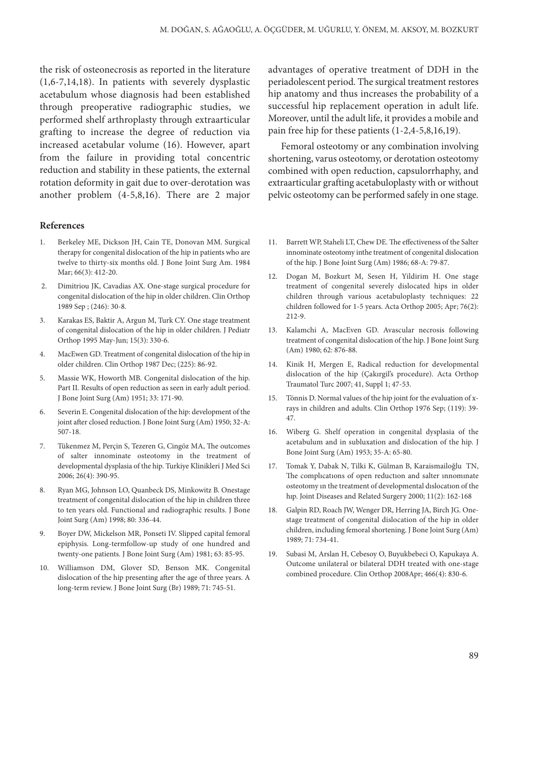the risk of osteonecrosis as reported in the literature (1,6-7,14,18). In patients with severely dysplastic acetabulum whose diagnosis had been established through preoperative radiographic studies, we performed shelf arthroplasty through extraarticular grafting to increase the degree of reduction via increased acetabular volume (16). However, apart from the failure in providing total concentric reduction and stability in these patients, the external rotation deformity in gait due to over-derotation was another problem (4-5,8,16). There are 2 major advantages of operative treatment of DDH in the periadolescent period. The surgical treatment restores hip anatomy and thus increases the probability of a successful hip replacement operation in adult life. Moreover, until the adult life, it provides a mobile and pain free hip for these patients (1-2,4-5,8,16,19).

Femoral osteotomy or any combination involving shortening, varus osteotomy, or derotation osteotomy combined with open reduction, capsulorrhaphy, and extraarticular grafting acetabuloplasty with or without pelvic osteotomy can be performed safely in one stage.

## References

1. Berkeley ME, Dickson JH, Cain TE, Donovan MM. Surgical therapy for congenital dislocation of the hip in patients who are twelve to thirty-six months old. J Bone Joint Surg Am. 1984 Mar; 66(3): 412-20.
2. Dimitriou JK, Cavadias AX. One-stage surgical procedure for congenital dislocation of the hip in older children. Clin Orthop 1989 Sep ; (246): 30-8.
3. Karakas ES, Baktir A, Argun M, Turk CY. One stage treatment of congenital dislocation of the hip in older children. J Pediatr Orthop 1995 May-Jun; 15(3): 330-6.
4. MacEwen GD. Treatment of congenital dislocation of the hip in older children. Clin Orthop 1987 Dec; (225): 86-92.
5. Massie WK, Howorth MB. Congenital dislocation of the hip. Part II. Results of open reduction as seen in early adult period. J Bone Joint Surg (Am) 1951; 33: 171-90.
6. Severin E. Congenital dislocation of the hip: development of the joint after closed reduction. J Bone Joint Surg (Am) 1950; 32-A: 507-18.
7. Tükenmez M, Perçin S, Tezeren G, Cingöz MA, The outcomes of salter innominate osteotomy in the treatment of developmental dysplasia of the hip. Turkiye Klinikleri J Med Sci 2006; 26(4): 390-95.
8. Ryan MG, Johnson LO, Quanbeck DS, Minkowitz B. Onestage treatment of congenital dislocation of the hip in children three to ten years old. Functional and radiographic results. J Bone Joint Surg (Am) 1998; 80: 336-44.
9. Boyer DW, Mickelson MR, Ponseti IV. Slipped capital femoral epiphysis. Long-termfollow-up study of one hundred and twenty-one patients. J Bone Joint Surg (Am) 1981; 63: 85-95.
10. Williamson DM, Glover SD, Benson MK. Congenital dislocation of the hip presenting after the age of three years. A long-term review. J Bone Joint Surg (Br) 1989; 71: 745-51.
11. Barrett WP, Staheli LT, Chew DE. The effectiveness of the Salter innominate osteotomy inthe treatment of congenital dislocation of the hip. J Bone Joint Surg (Am) 1986; 68-A: 79-87.
12. Dogan M, Bozkurt M, Sesen H, Yildirim H. One stage treatment of congenital severely dislocated hips in older children through various acetabuloplasty techniques: 22 children followed for 1-5 years. Acta Orthop 2005; Apr; 76(2): 212-9.
13. Kalamchi A, MacEven GD. Avascular necrosis following treatment of congenital dislocation of the hip. J Bone Joint Surg (Am) 1980; 62: 876-88.
14. Kinik H, Mergen E, Radical reduction for developmental dislocation of the hip (Çakırgil's procedure). Acta Orthop Traumatol Turc 2007; 41, Suppl 1; 47-53.
15. Tönnis D. Normal values of the hip joint for the evaluation of x-rays in children and adults. Clin Orthop 1976 Sep; (119): 39-47.
16. Wiberg G. Shelf operation in congenital dysplasia of the acetabulum and in subluxation and dislocation of the hip. J Bone Joint Surg (Am) 1953; 35-A: 65-80.
17. Tomak Y, Dabak N, Tilki K, Gülman B, Karaismailoğlu TN, The complıcatıons of open reductıon and salter ınnomınate osteotomy ın the treatment of developmental dıslocatıon of the hıp. Joint Diseases and Related Surgery 2000; 11(2): 162-168
18. Galpin RD, Roach JW, Wenger DR, Herring JA, Birch JG. One-stage treatment of congenital dislocation of the hip in older children, including femoral shortening. J Bone Joint Surg (Am) 1989; 71: 734-41.
19. Subasi M, Arslan H, Cebesoy O, Buyukbebeci O, Kapukaya A. Outcome unilateral or bilateral DDH treated with one-stage combined procedure. Clin Orthop 2008Apr; 466(4): 830-6.